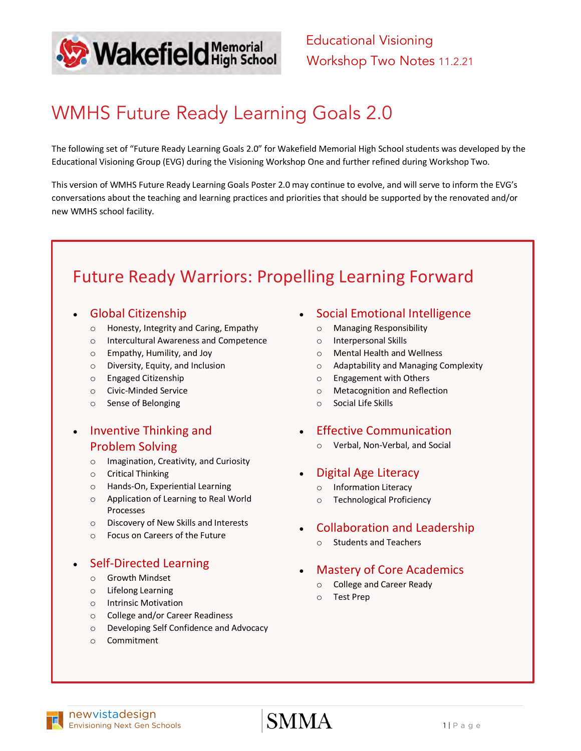Educational Visioning Workshop Two Notes 11.2.21

# WMHS Future Ready Learning Goals 2.0

The following set of "Future Ready Learning Goals 2.0" for Wakefield Memorial High School students was developed by the Educational Visioning Group (EVG) during the Visioning Workshop One and further refined during Workshop Two.

This version of WMHS Future Ready Learning Goals Poster 2.0 may continue to evolve, and will serve to inform the EVG's conversations about the teaching and learning practices and priorities that should be supported by the renovated and/or new WMHS school facility.

## Future Ready Warriors: Propelling Learning Forward

- **Global Citizenship**
  - Honesty, Integrity and Caring, Empathy
  - Intercultural Awareness and Competence
  - Empathy, Humility, and Joy
  - Diversity, Equity, and Inclusion
  - Engaged Citizenship
  - Civic-Minded Service
  - Sense of Belonging
- **Inventive Thinking and Problem Solving**
  - Imagination, Creativity, and Curiosity
  - Critical Thinking
  - Hands-On, Experiential Learning
  - Application of Learning to Real World Processes
  - Discovery of New Skills and Interests
  - Focus on Careers of the Future
- **Self-Directed Learning**
  - Growth Mindset
  - Lifelong Learning
  - Intrinsic Motivation
  - College and/or Career Readiness
  - Developing Self Confidence and Advocacy
  - Commitment
- **Social Emotional Intelligence**
  - Managing Responsibility
  - Interpersonal Skills
  - Mental Health and Wellness
  - Adaptability and Managing Complexity
  - Engagement with Others
  - Metacognition and Reflection
  - Social Life Skills
- **Effective Communication**
  - Verbal, Non-Verbal, and Social
- **Digital Age Literacy**
  - Information Literacy
  - Technological Proficiency
- **Collaboration and Leadership**
  - Students and Teachers
- **Mastery of Core Academics**
  - College and Career Ready
  - Test Prep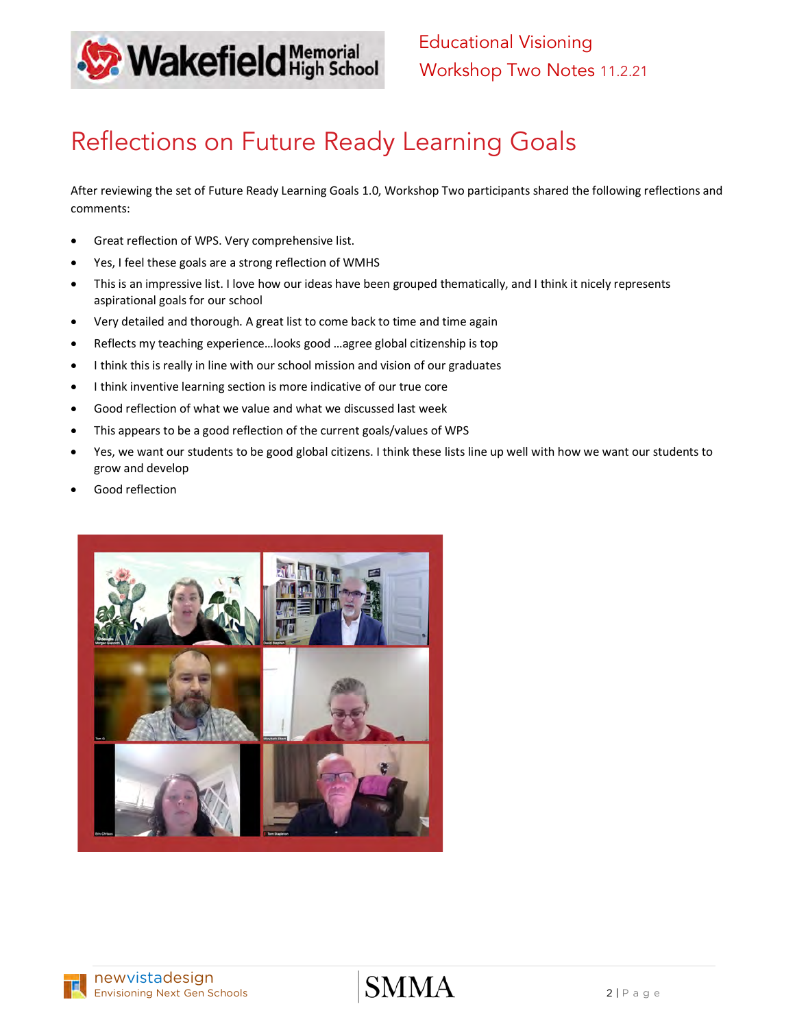# Reflections on Future Ready Learning Goals

After reviewing the set of Future Ready Learning Goals 1.0, Workshop Two participants shared the following reflections and comments:

- Great reflection of WPS. Very comprehensive list.
- Yes, I feel these goals are a strong reflection of WMHS
- This is an impressive list. I love how our ideas have been grouped thematically, and I think it nicely represents aspirational goals for our school
- Very detailed and thorough. A great list to come back to time and time again
- Reflects my teaching experience…looks good …agree global citizenship is top
- I think this is really in line with our school mission and vision of our graduates
- I think inventive learning section is more indicative of our true core
- Good reflection of what we value and what we discussed last week
- This appears to be a good reflection of the current goals/values of WPS
- Yes, we want our students to be good global citizens. I think these lists line up well with how we want our students to grow and develop
- Good reflection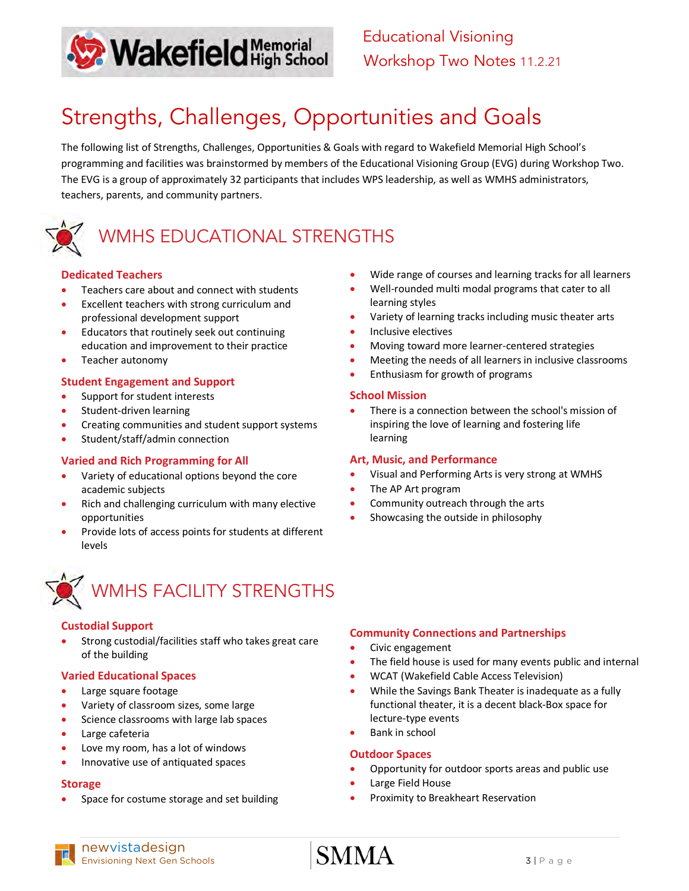# Strengths, Challenges, Opportunities and Goals

The following list of Strengths, Challenges, Opportunities & Goals with regard to Wakefield Memorial High School's programming and facilities was brainstormed by members of the Educational Visioning Group (EVG) during Workshop Two. The EVG is a group of approximately 32 participants that includes WPS leadership, as well as WMHS administrators, teachers, parents, and community partners.

## WMHS EDUCATIONAL STRENGTHS

### Dedicated Teachers

- Teachers care about and connect with students
- Excellent teachers with strong curriculum and professional development support
- Educators that routinely seek out continuing education and improvement to their practice
- Teacher autonomy

### Student Engagement and Support

- Support for student interests
- Student-driven learning
- Creating communities and student support systems
- Student/staff/admin connection

### Varied and Rich Programming for All

- Variety of educational options beyond the core academic subjects
- Rich and challenging curriculum with many elective opportunities
- Provide lots of access points for students at different levels
- Wide range of courses and learning tracks for all learners
- Well-rounded multi modal programs that cater to all learning styles
- Variety of learning tracks including music theater arts
- Inclusive electives
- Moving toward more learner-centered strategies
- Meeting the needs of all learners in inclusive classrooms
- Enthusiasm for growth of programs

### School Mission

- There is a connection between the school's mission of inspiring the love of learning and fostering life learning

### Art, Music, and Performance

- Visual and Performing Arts is very strong at WMHS
- The AP Art program
- Community outreach through the arts
- Showcasing the outside in philosophy

## WMHS FACILITY STRENGTHS

### Custodial Support

- Strong custodial/facilities staff who takes great care of the building

### Varied Educational Spaces

- Large square footage
- Variety of classroom sizes, some large
- Science classrooms with large lab spaces
- Large cafeteria
- Love my room, has a lot of windows
- Innovative use of antiquated spaces

### Storage

- Space for costume storage and set building

### Community Connections and Partnerships

- Civic engagement
- The field house is used for many events public and internal
- WCAT (Wakefield Cable Access Television)
- While the Savings Bank Theater is inadequate as a fully functional theater, it is a decent black-Box space for lecture-type events
- Bank in school

### Outdoor Spaces

- Opportunity for outdoor sports areas and public use
- Large Field House
- Proximity to Breakheart Reservation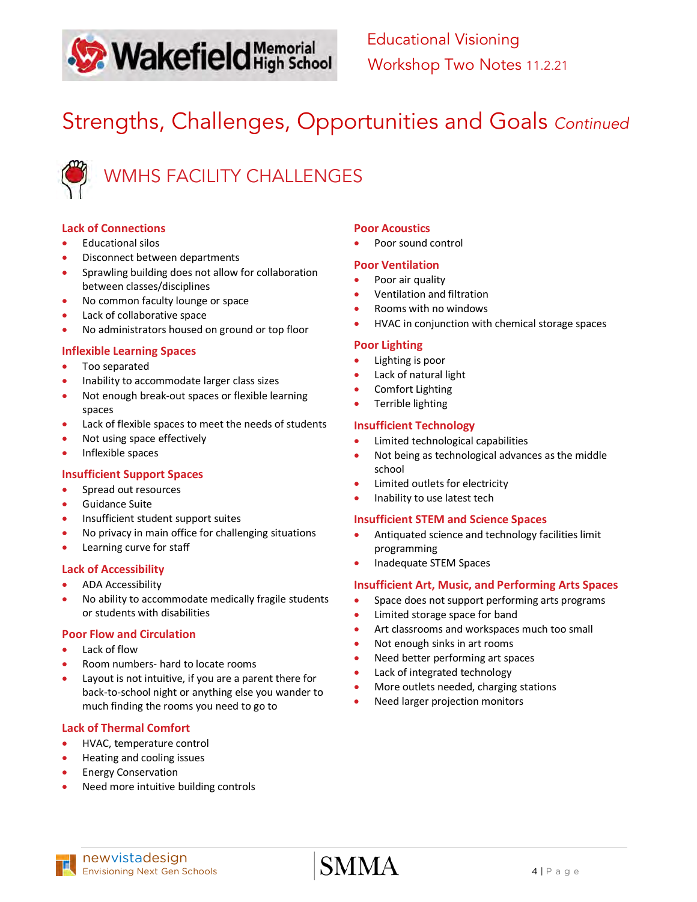# Strengths, Challenges, Opportunities and Goals *Continued*

## WMHS FACILITY CHALLENGES

### Lack of Connections

- Educational silos
- Disconnect between departments
- Sprawling building does not allow for collaboration between classes/disciplines
- No common faculty lounge or space
- Lack of collaborative space
- No administrators housed on ground or top floor

### Inflexible Learning Spaces

- Too separated
- Inability to accommodate larger class sizes
- Not enough break-out spaces or flexible learning spaces
- Lack of flexible spaces to meet the needs of students
- Not using space effectively
- Inflexible spaces

### Insufficient Support Spaces

- Spread out resources
- Guidance Suite
- Insufficient student support suites
- No privacy in main office for challenging situations
- Learning curve for staff

### Lack of Accessibility

- ADA Accessibility
- No ability to accommodate medically fragile students or students with disabilities

### Poor Flow and Circulation

- Lack of flow
- Room numbers- hard to locate rooms
- Layout is not intuitive, if you are a parent there for back-to-school night or anything else you wander to much finding the rooms you need to go to

### Lack of Thermal Comfort

- HVAC, temperature control
- Heating and cooling issues
- Energy Conservation
- Need more intuitive building controls

### Poor Acoustics

- Poor sound control

### Poor Ventilation

- Poor air quality
- Ventilation and filtration
- Rooms with no windows
- HVAC in conjunction with chemical storage spaces

### Poor Lighting

- Lighting is poor
- Lack of natural light
- Comfort Lighting
- Terrible lighting

### Insufficient Technology

- Limited technological capabilities
- Not being as technological advances as the middle school
- Limited outlets for electricity
- Inability to use latest tech

### Insufficient STEM and Science Spaces

- Antiquated science and technology facilities limit programming
- Inadequate STEM Spaces

### Insufficient Art, Music, and Performing Arts Spaces

- Space does not support performing arts programs
- Limited storage space for band
- Art classrooms and workspaces much too small
- Not enough sinks in art rooms
- Need better performing art spaces
- Lack of integrated technology
- More outlets needed, charging stations
- Need larger projection monitors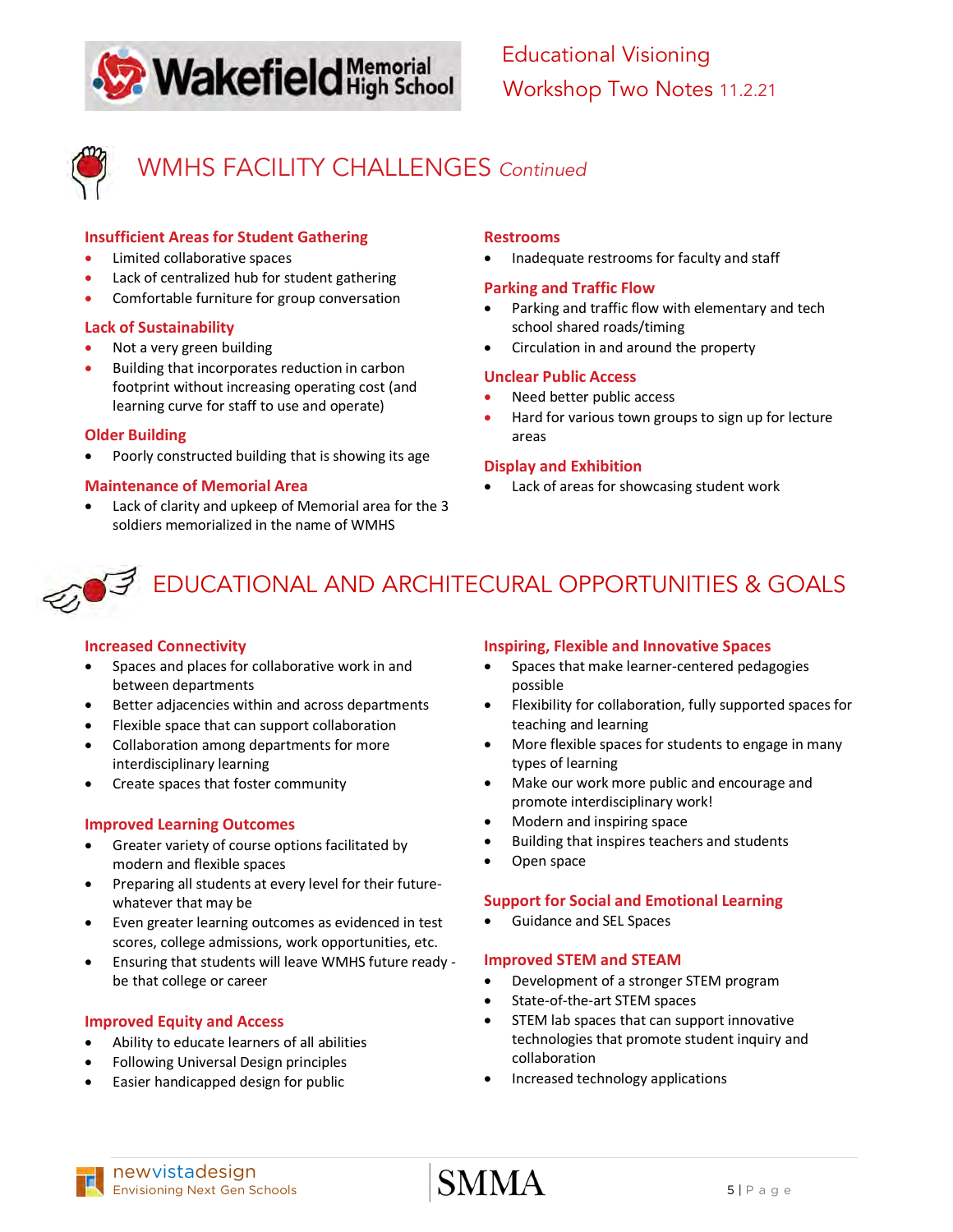## WMHS FACILITY CHALLENGES *Continued*

### Insufficient Areas for Student Gathering

- Limited collaborative spaces
- Lack of centralized hub for student gathering
- Comfortable furniture for group conversation

### Lack of Sustainability

- Not a very green building
- Building that incorporates reduction in carbon footprint without increasing operating cost (and learning curve for staff to use and operate)

### Older Building

- Poorly constructed building that is showing its age

### Maintenance of Memorial Area

- Lack of clarity and upkeep of Memorial area for the 3 soldiers memorialized in the name of WMHS

### Restrooms

- Inadequate restrooms for faculty and staff

### Parking and Traffic Flow

- Parking and traffic flow with elementary and tech school shared roads/timing
- Circulation in and around the property

### Unclear Public Access

- Need better public access
- Hard for various town groups to sign up for lecture areas

### Display and Exhibition

- Lack of areas for showcasing student work

## EDUCATIONAL AND ARCHITECURAL OPPORTUNITIES & GOALS

### Increased Connectivity

- Spaces and places for collaborative work in and between departments
- Better adjacencies within and across departments
- Flexible space that can support collaboration
- Collaboration among departments for more interdisciplinary learning
- Create spaces that foster community

### Improved Learning Outcomes

- Greater variety of course options facilitated by modern and flexible spaces
- Preparing all students at every level for their future-whatever that may be
- Even greater learning outcomes as evidenced in test scores, college admissions, work opportunities, etc.
- Ensuring that students will leave WMHS future ready - be that college or career

### Improved Equity and Access

- Ability to educate learners of all abilities
- Following Universal Design principles
- Easier handicapped design for public

### Inspiring, Flexible and Innovative Spaces

- Spaces that make learner-centered pedagogies possible
- Flexibility for collaboration, fully supported spaces for teaching and learning
- More flexible spaces for students to engage in many types of learning
- Make our work more public and encourage and promote interdisciplinary work!
- Modern and inspiring space
- Building that inspires teachers and students
- Open space

### Support for Social and Emotional Learning

- Guidance and SEL Spaces

### Improved STEM and STEAM

- Development of a stronger STEM program
- State-of-the-art STEM spaces
- STEM lab spaces that can support innovative technologies that promote student inquiry and collaboration
- Increased technology applications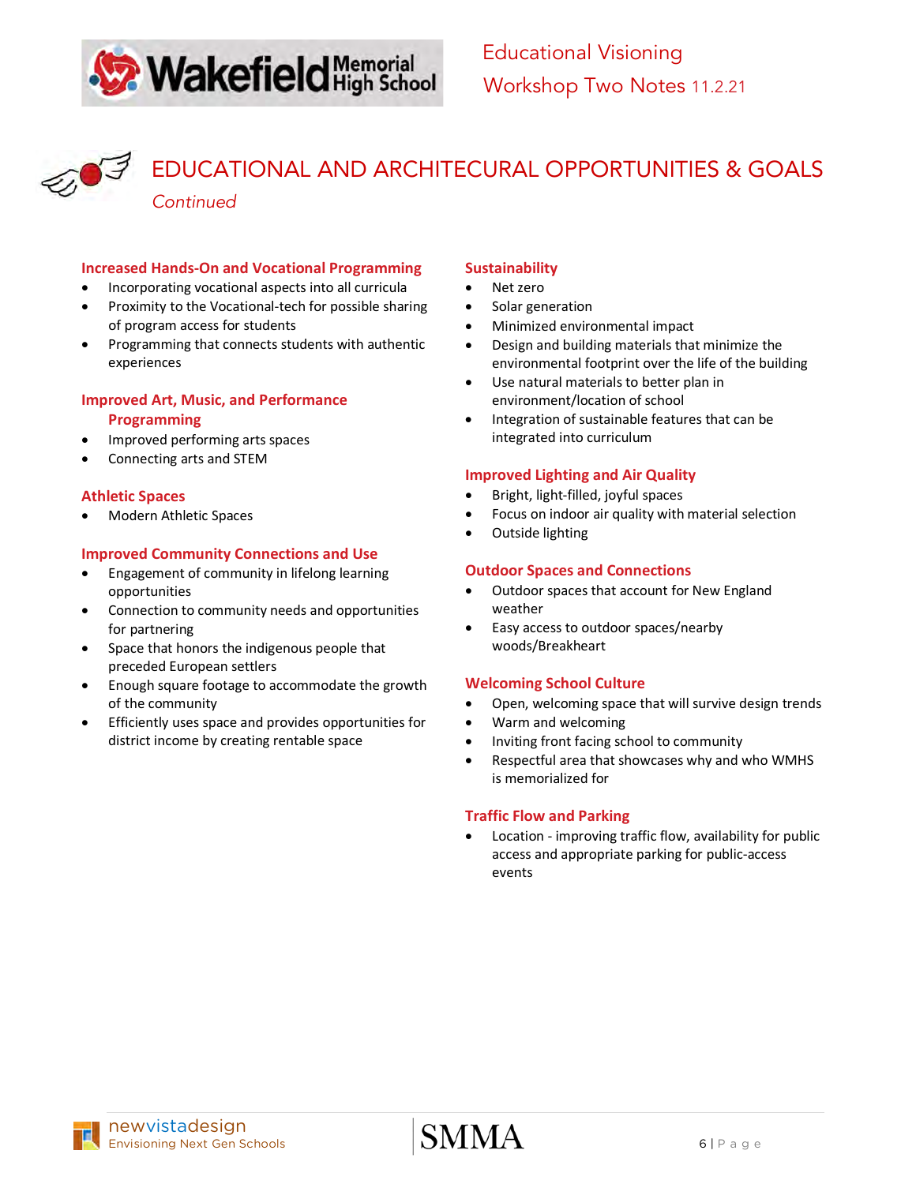## EDUCATIONAL AND ARCHITECURAL OPPORTUNITIES & GOALS

*Continued*

### Increased Hands-On and Vocational Programming

- Incorporating vocational aspects into all curricula
- Proximity to the Vocational-tech for possible sharing of program access for students
- Programming that connects students with authentic experiences

### Improved Art, Music, and Performance Programming

- Improved performing arts spaces
- Connecting arts and STEM

### Athletic Spaces

- Modern Athletic Spaces

### Improved Community Connections and Use

- Engagement of community in lifelong learning opportunities
- Connection to community needs and opportunities for partnering
- Space that honors the indigenous people that preceded European settlers
- Enough square footage to accommodate the growth of the community
- Efficiently uses space and provides opportunities for district income by creating rentable space

### Sustainability

- Net zero
- Solar generation
- Minimized environmental impact
- Design and building materials that minimize the environmental footprint over the life of the building
- Use natural materials to better plan in environment/location of school
- Integration of sustainable features that can be integrated into curriculum

### Improved Lighting and Air Quality

- Bright, light-filled, joyful spaces
- Focus on indoor air quality with material selection
- Outside lighting

### Outdoor Spaces and Connections

- Outdoor spaces that account for New England weather
- Easy access to outdoor spaces/nearby woods/Breakheart

### Welcoming School Culture

- Open, welcoming space that will survive design trends
- Warm and welcoming
- Inviting front facing school to community
- Respectful area that showcases why and who WMHS is memorialized for

### Traffic Flow and Parking

- Location - improving traffic flow, availability for public access and appropriate parking for public-access events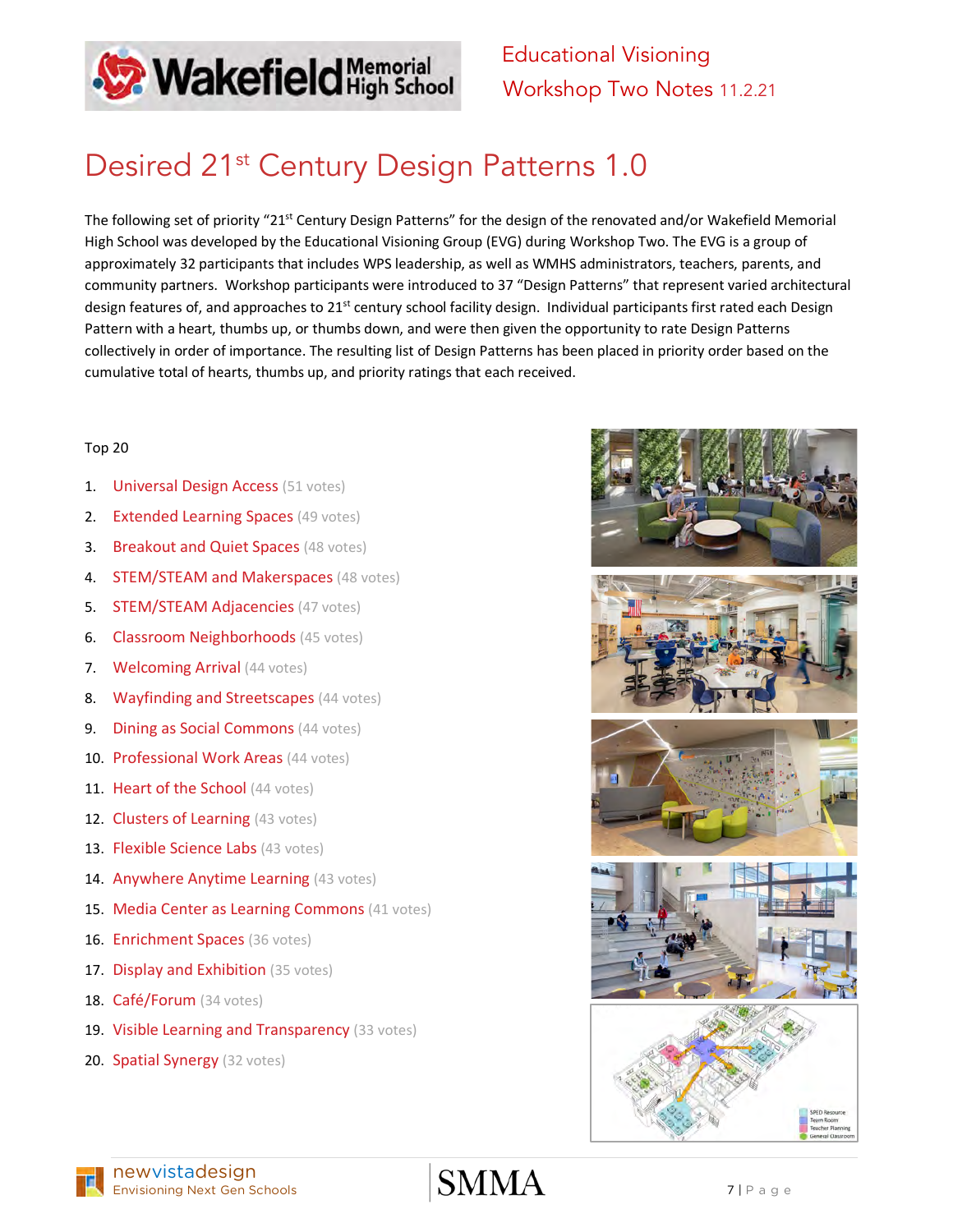# Desired 21st Century Design Patterns 1.0

The following set of priority "21st Century Design Patterns" for the design of the renovated and/or Wakefield Memorial High School was developed by the Educational Visioning Group (EVG) during Workshop Two. The EVG is a group of approximately 32 participants that includes WPS leadership, as well as WMHS administrators, teachers, parents, and community partners. Workshop participants were introduced to 37 "Design Patterns" that represent varied architectural design features of, and approaches to 21st century school facility design. Individual participants first rated each Design Pattern with a heart, thumbs up, or thumbs down, and were then given the opportunity to rate Design Patterns collectively in order of importance. The resulting list of Design Patterns has been placed in priority order based on the cumulative total of hearts, thumbs up, and priority ratings that each received.

Top 20

1. Universal Design Access (51 votes)
2. Extended Learning Spaces (49 votes)
3. Breakout and Quiet Spaces (48 votes)
4. STEM/STEAM and Makerspaces (48 votes)
5. STEM/STEAM Adjacencies (47 votes)
6. Classroom Neighborhoods (45 votes)
7. Welcoming Arrival (44 votes)
8. Wayfinding and Streetscapes (44 votes)
9. Dining as Social Commons (44 votes)
10. Professional Work Areas (44 votes)
11. Heart of the School (44 votes)
12. Clusters of Learning (43 votes)
13. Flexible Science Labs (43 votes)
14. Anywhere Anytime Learning (43 votes)
15. Media Center as Learning Commons (41 votes)
16. Enrichment Spaces (36 votes)
17. Display and Exhibition (35 votes)
18. Café/Forum (34 votes)
19. Visible Learning and Transparency (33 votes)
20. Spatial Synergy (32 votes)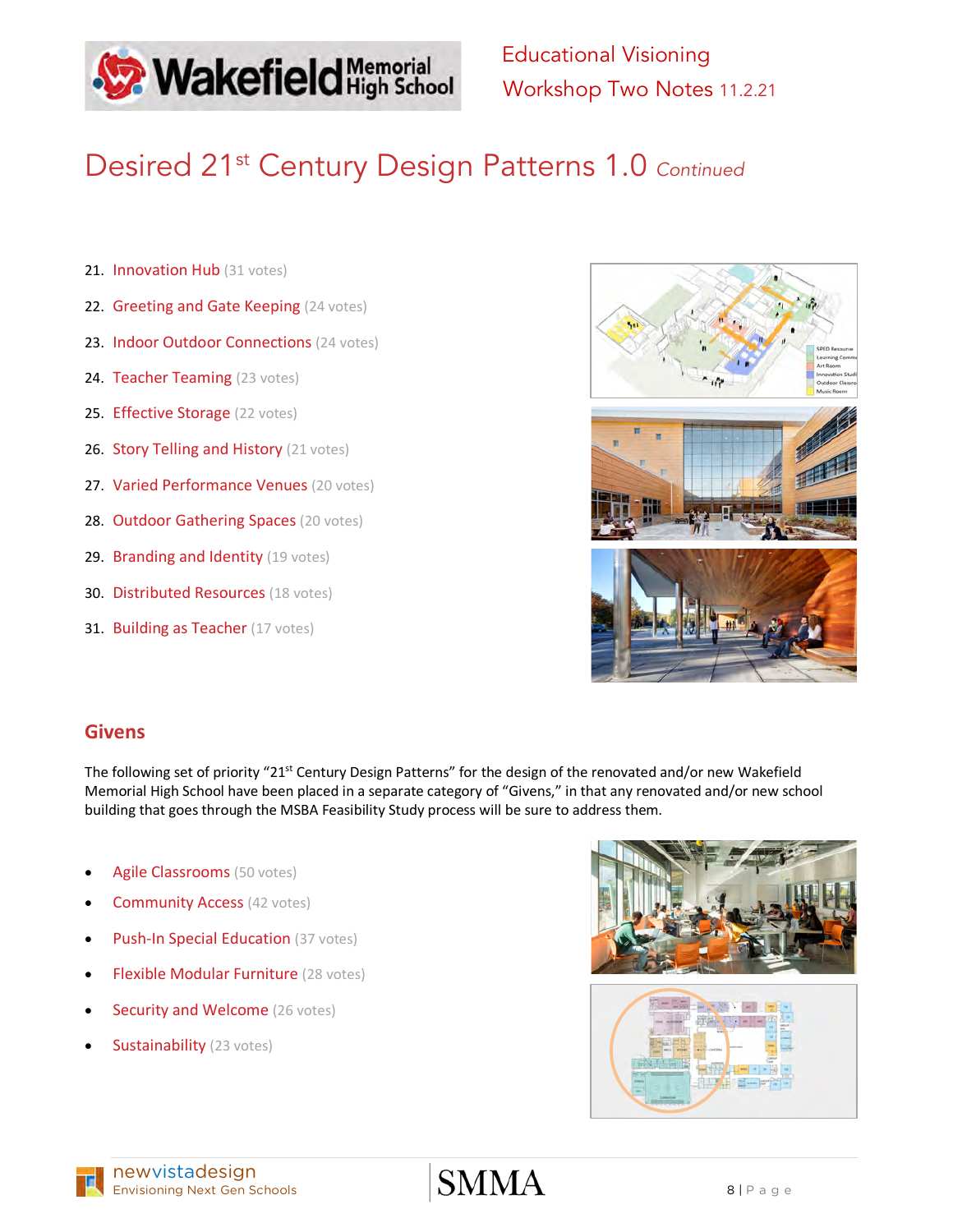# Desired 21st Century Design Patterns 1.0 *Continued*

21. Innovation Hub (31 votes)
22. Greeting and Gate Keeping (24 votes)
23. Indoor Outdoor Connections (24 votes)
24. Teacher Teaming (23 votes)
25. Effective Storage (22 votes)
26. Story Telling and History (21 votes)
27. Varied Performance Venues (20 votes)
28. Outdoor Gathering Spaces (20 votes)
29. Branding and Identity (19 votes)
30. Distributed Resources (18 votes)
31. Building as Teacher (17 votes)

## Givens

The following set of priority "21st Century Design Patterns" for the design of the renovated and/or new Wakefield Memorial High School have been placed in a separate category of "Givens," in that any renovated and/or new school building that goes through the MSBA Feasibility Study process will be sure to address them.

- Agile Classrooms (50 votes)
- Community Access (42 votes)
- Push-In Special Education (37 votes)
- Flexible Modular Furniture (28 votes)
- Security and Welcome (26 votes)
- Sustainability (23 votes)